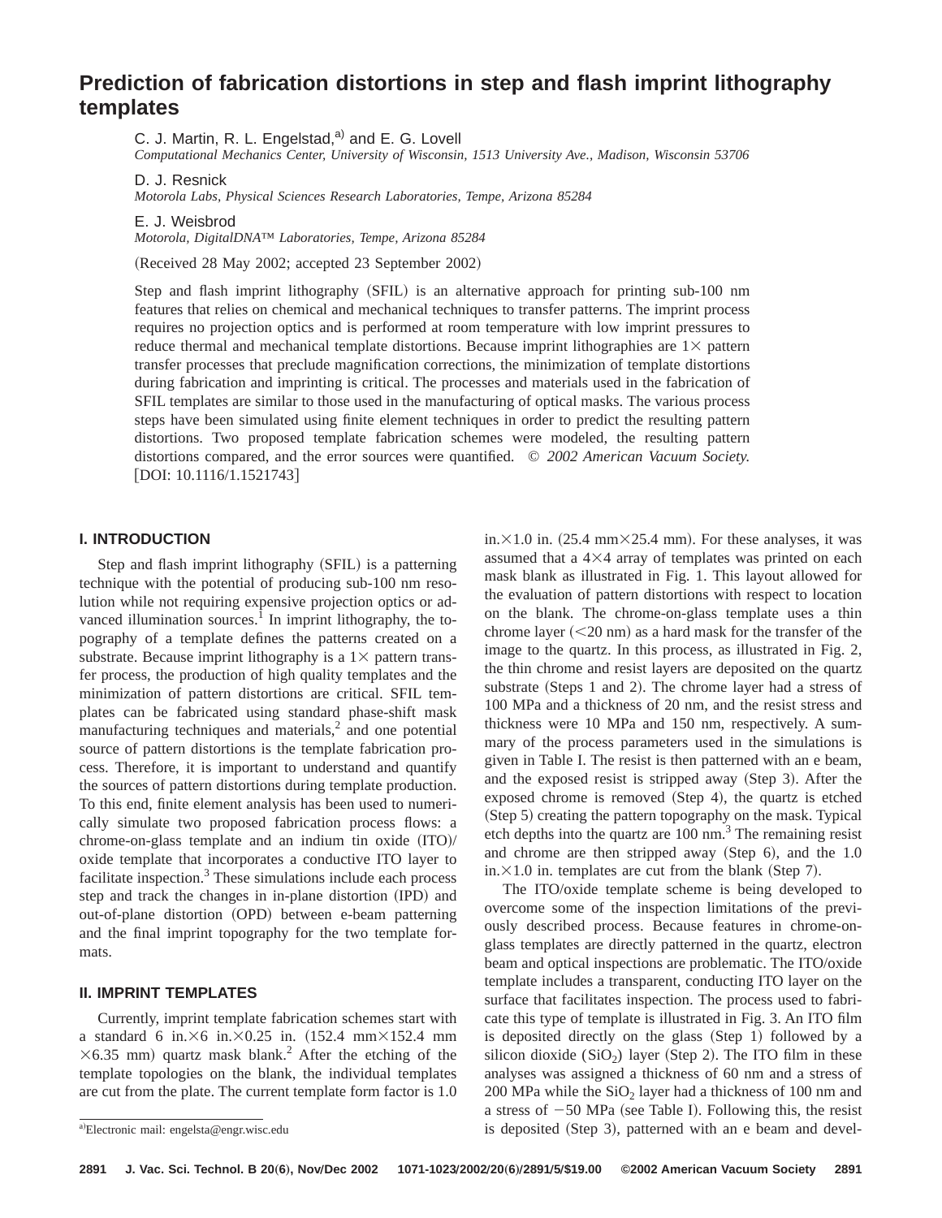# Prediction of fabrication distortions in step and flash imprint lithography templates

C. J. Martin, R. L. Engelstad,[a] and E. G. Lovell
*Computational Mechanics Center, University of Wisconsin, 1513 University Ave., Madison, Wisconsin 53706*

D. J. Resnick
*Motorola Labs, Physical Sciences Research Laboratories, Tempe, Arizona 85284*

E. J. Weisbrod
*Motorola, DigitalDNA™ Laboratories, Tempe, Arizona 85284*

(Received 28 May 2002; accepted 23 September 2002)

Step and flash imprint lithography (SFIL) is an alternative approach for printing sub-100 nm features that relies on chemical and mechanical techniques to transfer patterns. The imprint process requires no projection optics and is performed at room temperature with low imprint pressures to reduce thermal and mechanical template distortions. Because imprint lithographies are 1× pattern transfer processes that preclude magnification corrections, the minimization of template distortions during fabrication and imprinting is critical. The processes and materials used in the fabrication of SFIL templates are similar to those used in the manufacturing of optical masks. The various process steps have been simulated using finite element techniques in order to predict the resulting pattern distortions. Two proposed template fabrication schemes were modeled, the resulting pattern distortions compared, and the error sources were quantified. © *2002 American Vacuum Society.* [DOI: 10.1116/1.1521743]

## I. INTRODUCTION

Step and flash imprint lithography (SFIL) is a patterning technique with the potential of producing sub-100 nm resolution while not requiring expensive projection optics or advanced illumination sources.[1] In imprint lithography, the topography of a template defines the patterns created on a substrate. Because imprint lithography is a 1× pattern transfer process, the production of high quality templates and the minimization of pattern distortions are critical. SFIL templates can be fabricated using standard phase-shift mask manufacturing techniques and materials,[2] and one potential source of pattern distortions is the template fabrication process. Therefore, it is important to understand and quantify the sources of pattern distortions during template production. To this end, finite element analysis has been used to numerically simulate two proposed fabrication process flows: a chrome-on-glass template and an indium tin oxide (ITO)/oxide template that incorporates a conductive ITO layer to facilitate inspection.[3] These simulations include each process step and track the changes in in-plane distortion (IPD) and out-of-plane distortion (OPD) between e-beam patterning and the final imprint topography for the two template formats.

## II. IMPRINT TEMPLATES

Currently, imprint template fabrication schemes start with a standard 6 in.×6 in.×0.25 in. (152.4 mm×152.4 mm ×6.35 mm) quartz mask blank.[2] After the etching of the template topologies on the blank, the individual templates are cut from the plate. The current template form factor is 1.0 in.×1.0 in. (25.4 mm×25.4 mm). For these analyses, it was assumed that a 4×4 array of templates was printed on each mask blank as illustrated in Fig. 1. This layout allowed for the evaluation of pattern distortions with respect to location on the blank. The chrome-on-glass template uses a thin chrome layer (<20 nm) as a hard mask for the transfer of the image to the quartz. In this process, as illustrated in Fig. 2, the thin chrome and resist layers are deposited on the quartz substrate (Steps 1 and 2). The chrome layer had a stress of 100 MPa and a thickness of 20 nm, and the resist stress and thickness were 10 MPa and 150 nm, respectively. A summary of the process parameters used in the simulations is given in Table I. The resist is then patterned with an e beam, and the exposed resist is stripped away (Step 3). After the exposed chrome is removed (Step 4), the quartz is etched (Step 5) creating the pattern topography on the mask. Typical etch depths into the quartz are 100 nm.[3] The remaining resist and chrome are then stripped away (Step 6), and the 1.0 in.×1.0 in. templates are cut from the blank (Step 7).

The ITO/oxide template scheme is being developed to overcome some of the inspection limitations of the previously described process. Because features in chrome-on-glass templates are directly patterned in the quartz, electron beam and optical inspections are problematic. The ITO/oxide template includes a transparent, conducting ITO layer on the surface that facilitates inspection. The process used to fabricate this type of template is illustrated in Fig. 3. An ITO film is deposited directly on the glass (Step 1) followed by a silicon dioxide ($SiO_2$) layer (Step 2). The ITO film in these analyses was assigned a thickness of 60 nm and a stress of 200 MPa while the $SiO_2$ layer had a thickness of 100 nm and a stress of −50 MPa (see Table I). Following this, the resist is deposited (Step 3), patterned with an e beam and devel-

[a]Electronic mail: engelsta@engr.wisc.edu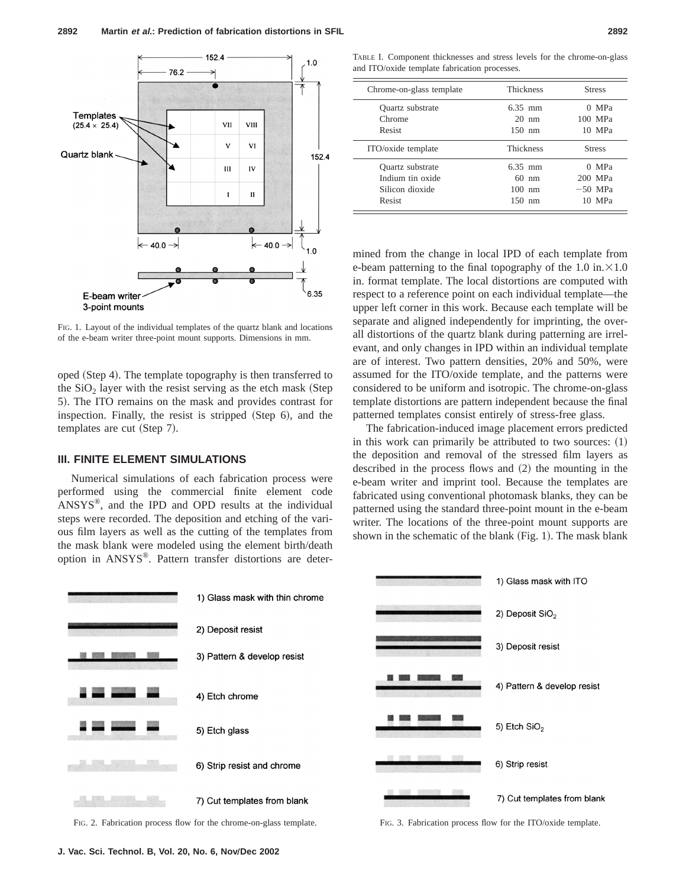FIG. 1. Layout of the individual templates of the quartz blank and locations of the e-beam writer three-point mount supports. Dimensions in mm.

oped (Step 4). The template topography is then transferred to the $SiO_2$ layer with the resist serving as the etch mask (Step 5). The ITO remains on the mask and provides contrast for inspection. Finally, the resist is stripped (Step 6), and the templates are cut (Step 7).

## III. FINITE ELEMENT SIMULATIONS

Numerical simulations of each fabrication process were performed using the commercial finite element code ANSYS®, and the IPD and OPD results at the individual steps were recorded. The deposition and etching of the various film layers as well as the cutting of the templates from the mask blank were modeled using the element birth/death option in ANSYS®. Pattern transfer distortions are determined from the change in local IPD of each template from e-beam patterning to the final topography of the 1.0 in.×1.0 in. format template. The local distortions are computed with respect to a reference point on each individual template—the upper left corner in this work. Because each template will be separate and aligned independently for imprinting, the overall distortions of the quartz blank during patterning are irrelevant, and only changes in IPD within an individual template are of interest. Two pattern densities, 20% and 50%, were assumed for the ITO/oxide template, and the patterns were considered to be uniform and isotropic. The chrome-on-glass template distortions are pattern independent because the final patterned templates consist entirely of stress-free glass.

The fabrication-induced image placement errors predicted in this work can primarily be attributed to two sources: (1) the deposition and removal of the stressed film layers as described in the process flows and (2) the mounting in the e-beam writer and imprint tool. Because the templates are fabricated using conventional photomask blanks, they can be patterned using the standard three-point mount in the e-beam writer. The locations of the three-point mount supports are shown in the schematic of the blank (Fig. 1). The mask blank

TABLE I. Component thicknesses and stress levels for the chrome-on-glass and ITO/oxide template fabrication processes.

| Chrome-on-glass template | Thickness | Stress |
|---|---|---|
| Quartz substrate | 6.35 mm | 0 MPa |
| Chrome | 20 nm | 100 MPa |
| Resist | 150 nm | 10 MPa |
| **ITO/oxide template** | **Thickness** | **Stress** |
| Quartz substrate | 6.35 mm | 0 MPa |
| Indium tin oxide | 60 nm | 200 MPa |
| Silicon dioxide | 100 nm | −50 MPa |
| Resist | 150 nm | 10 MPa |

FIG. 2. Fabrication process flow for the chrome-on-glass template.

FIG. 3. Fabrication process flow for the ITO/oxide template.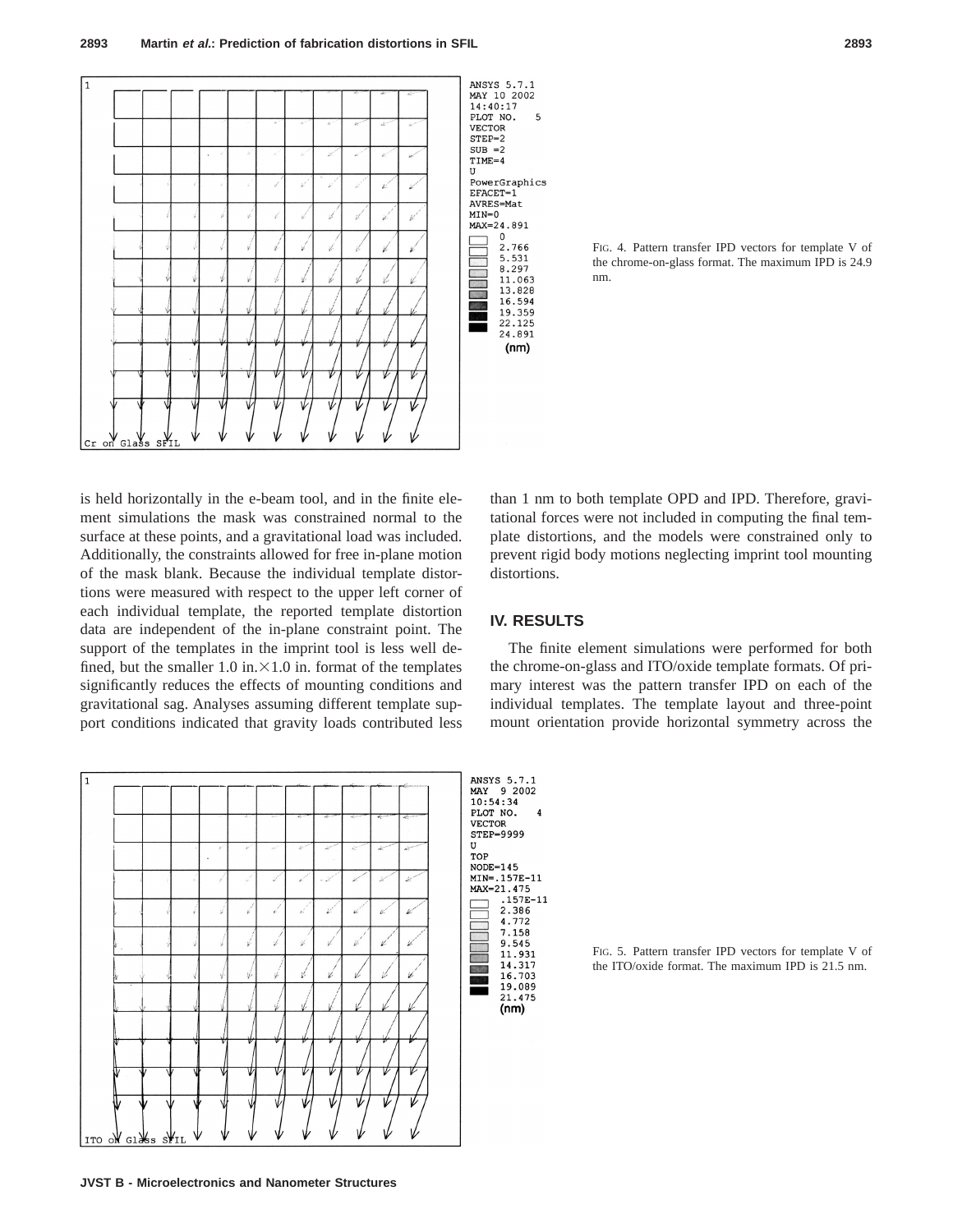FIG. 4. Pattern transfer IPD vectors for template V of the chrome-on-glass format. The maximum IPD is 24.9 nm.

is held horizontally in the e-beam tool, and in the finite element simulations the mask was constrained normal to the surface at these points, and a gravitational load was included. Additionally, the constraints allowed for free in-plane motion of the mask blank. Because the individual template distortions were measured with respect to the upper left corner of each individual template, the reported template distortion data are independent of the in-plane constraint point. The support of the templates in the imprint tool is less well defined, but the smaller 1.0 in.×1.0 in. format of the templates significantly reduces the effects of mounting conditions and gravitational sag. Analyses assuming different template support conditions indicated that gravity loads contributed less than 1 nm to both template OPD and IPD. Therefore, gravitational forces were not included in computing the final template distortions, and the models were constrained only to prevent rigid body motions neglecting imprint tool mounting distortions.

## IV. RESULTS

The finite element simulations were performed for both the chrome-on-glass and ITO/oxide template formats. Of primary interest was the pattern transfer IPD on each of the individual templates. The template layout and three-point mount orientation provide horizontal symmetry across the

FIG. 5. Pattern transfer IPD vectors for template V of the ITO/oxide format. The maximum IPD is 21.5 nm.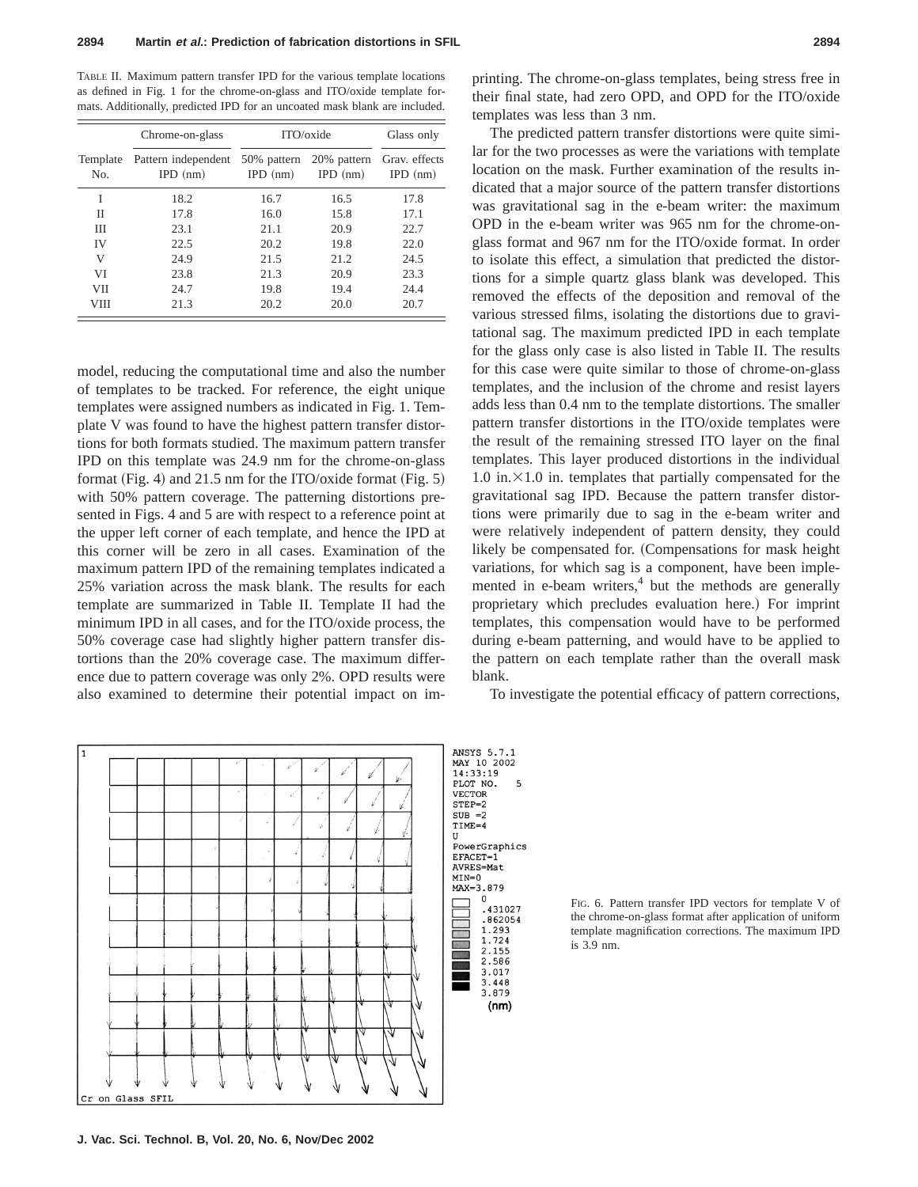TABLE II. Maximum pattern transfer IPD for the various template locations as defined in Fig. 1 for the chrome-on-glass and ITO/oxide template formats. Additionally, predicted IPD for an uncoated mask blank are included.

| | Chrome-on-glass | ITO/oxide | | Glass only |
|---|---|---|---|---|
| Template No. | Pattern independent IPD (nm) | 50% pattern IPD (nm) | 20% pattern IPD (nm) | Grav. effects IPD (nm) |
| I | 18.2 | 16.7 | 16.5 | 17.8 |
| II | 17.8 | 16.0 | 15.8 | 17.1 |
| III | 23.1 | 21.1 | 20.9 | 22.7 |
| IV | 22.5 | 20.2 | 19.8 | 22.0 |
| V | 24.9 | 21.5 | 21.2 | 24.5 |
| VI | 23.8 | 21.3 | 20.9 | 23.3 |
| VII | 24.7 | 19.8 | 19.4 | 24.4 |
| VIII | 21.3 | 20.2 | 20.0 | 20.7 |

model, reducing the computational time and also the number of templates to be tracked. For reference, the eight unique templates were assigned numbers as indicated in Fig. 1. Template V was found to have the highest pattern transfer distortions for both formats studied. The maximum pattern transfer IPD on this template was 24.9 nm for the chrome-on-glass format (Fig. 4) and 21.5 nm for the ITO/oxide format (Fig. 5) with 50% pattern coverage. The patterning distortions presented in Figs. 4 and 5 are with respect to a reference point at the upper left corner of each template, and hence the IPD at this corner will be zero in all cases. Examination of the maximum pattern IPD of the remaining templates indicated a 25% variation across the mask blank. The results for each template are summarized in Table II. Template II had the minimum IPD in all cases, and for the ITO/oxide process, the 50% coverage case had slightly higher pattern transfer distortions than the 20% coverage case. The maximum difference due to pattern coverage was only 2%. OPD results were also examined to determine their potential impact on imprinting. The chrome-on-glass templates, being stress free in their final state, had zero OPD, and OPD for the ITO/oxide templates was less than 3 nm.

The predicted pattern transfer distortions were quite similar for the two processes as were the variations with template location on the mask. Further examination of the results indicated that a major source of the pattern transfer distortions was gravitational sag in the e-beam writer: the maximum OPD in the e-beam writer was 965 nm for the chrome-on-glass format and 967 nm for the ITO/oxide format. In order to isolate this effect, a simulation that predicted the distortions for a simple quartz glass blank was developed. This removed the effects of the deposition and removal of the various stressed films, isolating the distortions due to gravitational sag. The maximum predicted IPD in each template for the glass only case is also listed in Table II. The results for this case were quite similar to those of chrome-on-glass templates, and the inclusion of the chrome and resist layers adds less than 0.4 nm to the template distortions. The smaller pattern transfer distortions in the ITO/oxide templates were the result of the remaining stressed ITO layer on the final templates. This layer produced distortions in the individual 1.0 in.×1.0 in. templates that partially compensated for the gravitational sag IPD. Because the pattern transfer distortions were primarily due to sag in the e-beam writer and were relatively independent of pattern density, they could likely be compensated for. (Compensations for mask height variations, for which sag is a component, have been implemented in e-beam writers,[4] but the methods are generally proprietary which precludes evaluation here.) For imprint templates, this compensation would have to be performed during e-beam patterning, and would have to be applied to the pattern on each template rather than the overall mask blank.

To investigate the potential efficacy of pattern corrections,

FIG. 6. Pattern transfer IPD vectors for template V of the chrome-on-glass format after application of uniform template magnification corrections. The maximum IPD is 3.9 nm.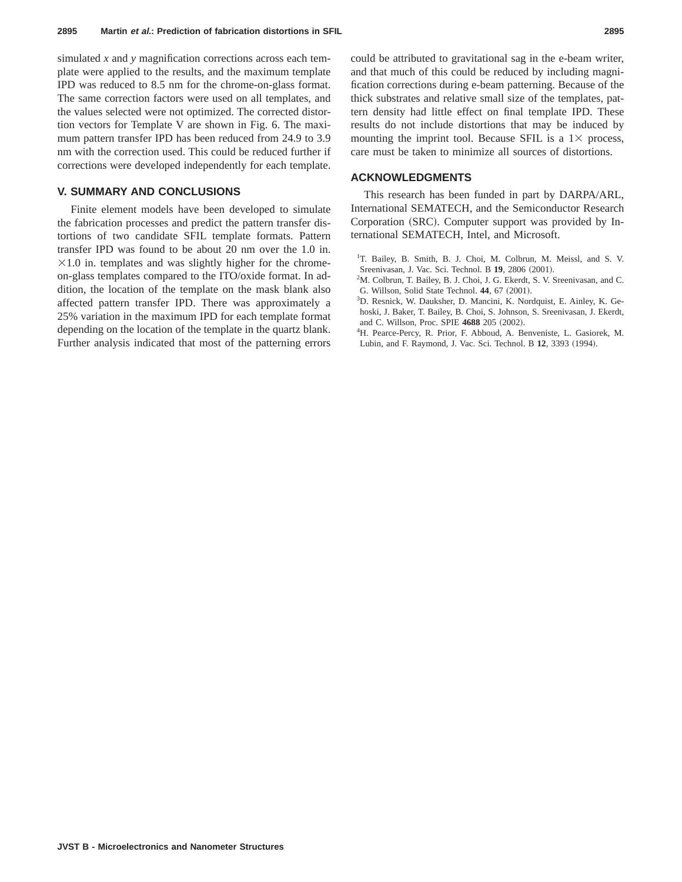simulated $x$ and $y$ magnification corrections across each template were applied to the results, and the maximum template IPD was reduced to 8.5 nm for the chrome-on-glass format. The same correction factors were used on all templates, and the values selected were not optimized. The corrected distortion vectors for Template V are shown in Fig. 6. The maximum pattern transfer IPD has been reduced from 24.9 to 3.9 nm with the correction used. This could be reduced further if corrections were developed independently for each template.

## V. SUMMARY AND CONCLUSIONS

Finite element models have been developed to simulate the fabrication processes and predict the pattern transfer distortions of two candidate SFIL template formats. Pattern transfer IPD was found to be about 20 nm over the 1.0 in. $\times$1.0 in. templates and was slightly higher for the chrome-on-glass templates compared to the ITO/oxide format. In addition, the location of the template on the mask blank also affected pattern transfer IPD. There was approximately a 25% variation in the maximum IPD for each template format depending on the location of the template in the quartz blank. Further analysis indicated that most of the patterning errors could be attributed to gravitational sag in the e-beam writer, and that much of this could be reduced by including magnification corrections during e-beam patterning. Because of the thick substrates and relative small size of the templates, pattern density had little effect on final template IPD. These results do not include distortions that may be induced by mounting the imprint tool. Because SFIL is a 1$\times$ process, care must be taken to minimize all sources of distortions.

## ACKNOWLEDGMENTS

This research has been funded in part by DARPA/ARL, International SEMATECH, and the Semiconductor Research Corporation (SRC). Computer support was provided by International SEMATECH, Intel, and Microsoft.

[1] T. Bailey, B. Smith, B. J. Choi, M. Colbrun, M. Meissl, and S. V. Sreenivasan, J. Vac. Sci. Technol. B **19**, 2806 (2001).

[2] M. Colbrun, T. Bailey, B. J. Choi, J. G. Ekerdt, S. V. Sreenivasan, and C. G. Willson, Solid State Technol. **44**, 67 (2001).

[3] D. Resnick, W. Dauksher, D. Mancini, K. Nordquist, E. Ainley, K. Gehoski, J. Baker, T. Bailey, B. Choi, S. Johnson, S. Sreenivasan, J. Ekerdt, and C. Willson, Proc. SPIE **4688** 205 (2002).

[4] H. Pearce-Percy, R. Prior, F. Abboud, A. Benveniste, L. Gasiorek, M. Lubin, and F. Raymond, J. Vac. Sci. Technol. B **12**, 3393 (1994).